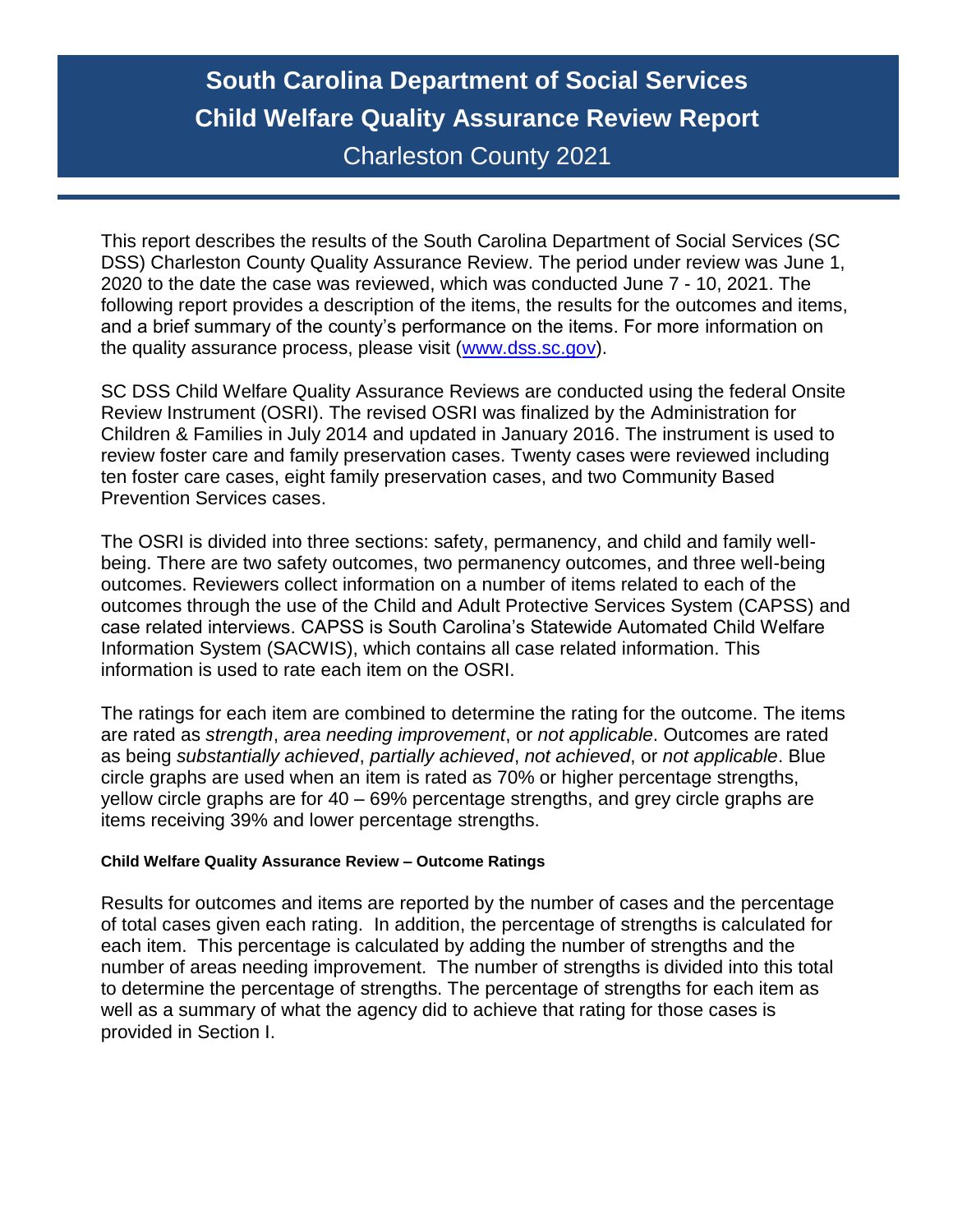# South Carolina Department of Social Services
# Child Welfare Quality Assurance Review Report
## Charleston County 2021

This report describes the results of the South Carolina Department of Social Services (SC DSS) Charleston County Quality Assurance Review. The period under review was June 1, 2020 to the date the case was reviewed, which was conducted June 7 - 10, 2021. The following report provides a description of the items, the results for the outcomes and items, and a brief summary of the county's performance on the items. For more information on the quality assurance process, please visit ([www.dss.sc.gov](www.dss.sc.gov)).

SC DSS Child Welfare Quality Assurance Reviews are conducted using the federal Onsite Review Instrument (OSRI). The revised OSRI was finalized by the Administration for Children & Families in July 2014 and updated in January 2016. The instrument is used to review foster care and family preservation cases. Twenty cases were reviewed including ten foster care cases, eight family preservation cases, and two Community Based Prevention Services cases.

The OSRI is divided into three sections: safety, permanency, and child and family well-being. There are two safety outcomes, two permanency outcomes, and three well-being outcomes. Reviewers collect information on a number of items related to each of the outcomes through the use of the Child and Adult Protective Services System (CAPSS) and case related interviews. CAPSS is South Carolina's Statewide Automated Child Welfare Information System (SACWIS), which contains all case related information. This information is used to rate each item on the OSRI.

The ratings for each item are combined to determine the rating for the outcome. The items are rated as *strength*, *area needing improvement*, or *not applicable*. Outcomes are rated as being *substantially achieved*, *partially achieved*, *not achieved*, or *not applicable*. Blue circle graphs are used when an item is rated as 70% or higher percentage strengths, yellow circle graphs are for 40 – 69% percentage strengths, and grey circle graphs are items receiving 39% and lower percentage strengths.

**Child Welfare Quality Assurance Review – Outcome Ratings**

Results for outcomes and items are reported by the number of cases and the percentage of total cases given each rating. In addition, the percentage of strengths is calculated for each item. This percentage is calculated by adding the number of strengths and the number of areas needing improvement. The number of strengths is divided into this total to determine the percentage of strengths. The percentage of strengths for each item as well as a summary of what the agency did to achieve that rating for those cases is provided in Section I.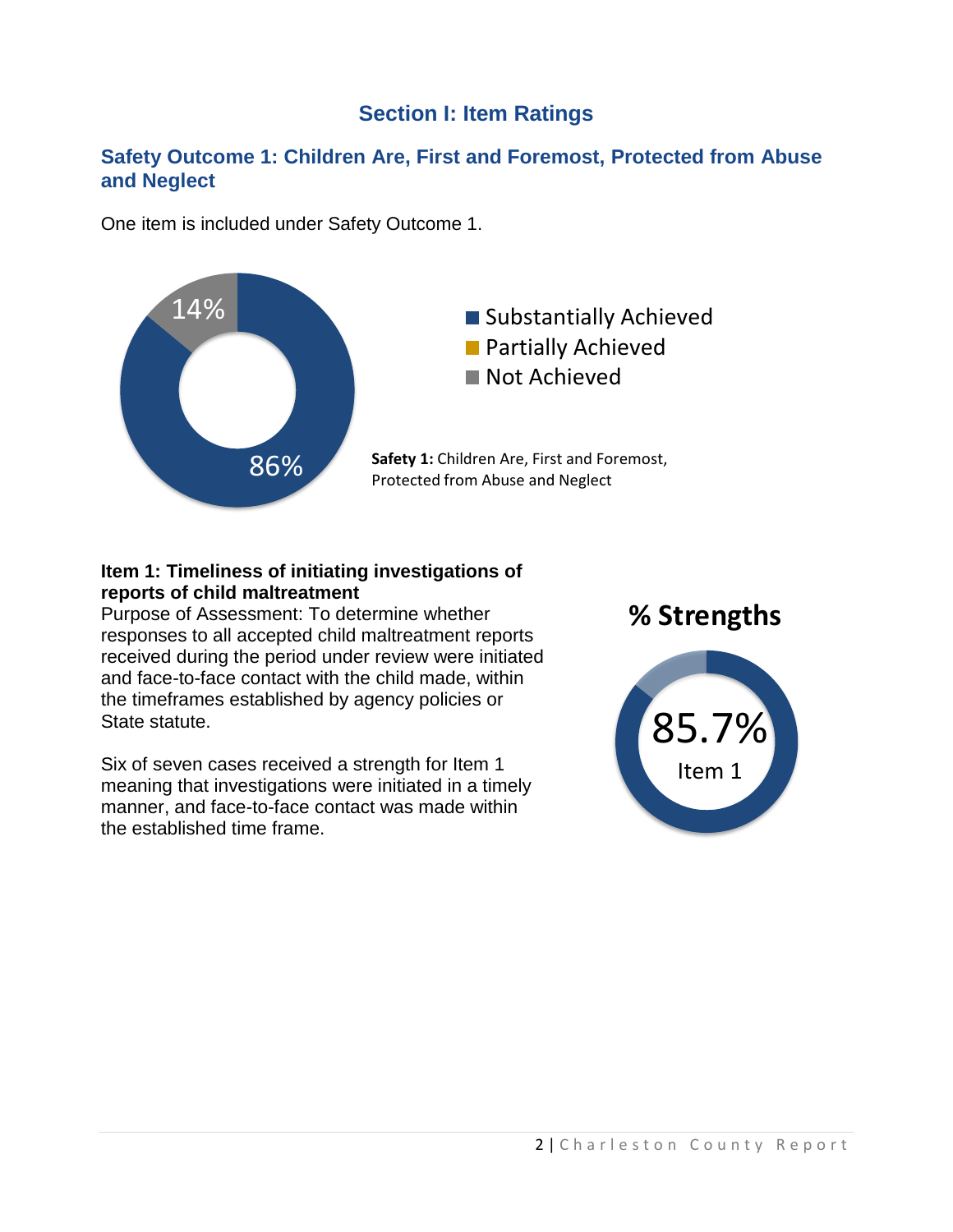## Section I: Item Ratings

### Safety Outcome 1: Children Are, First and Foremost, Protected from Abuse and Neglect

One item is included under Safety Outcome 1.

14%

86%

- Substantially Achieved
- Partially Achieved
- Not Achieved

**Safety 1:** Children Are, First and Foremost, Protected from Abuse and Neglect

**Item 1: Timeliness of initiating investigations of reports of child maltreatment**

Purpose of Assessment: To determine whether responses to all accepted child maltreatment reports received during the period under review were initiated and face-to-face contact with the child made, within the timeframes established by agency policies or State statute.

Six of seven cases received a strength for Item 1 meaning that investigations were initiated in a timely manner, and face-to-face contact was made within the established time frame.

**% Strengths**

85.7%

Item 1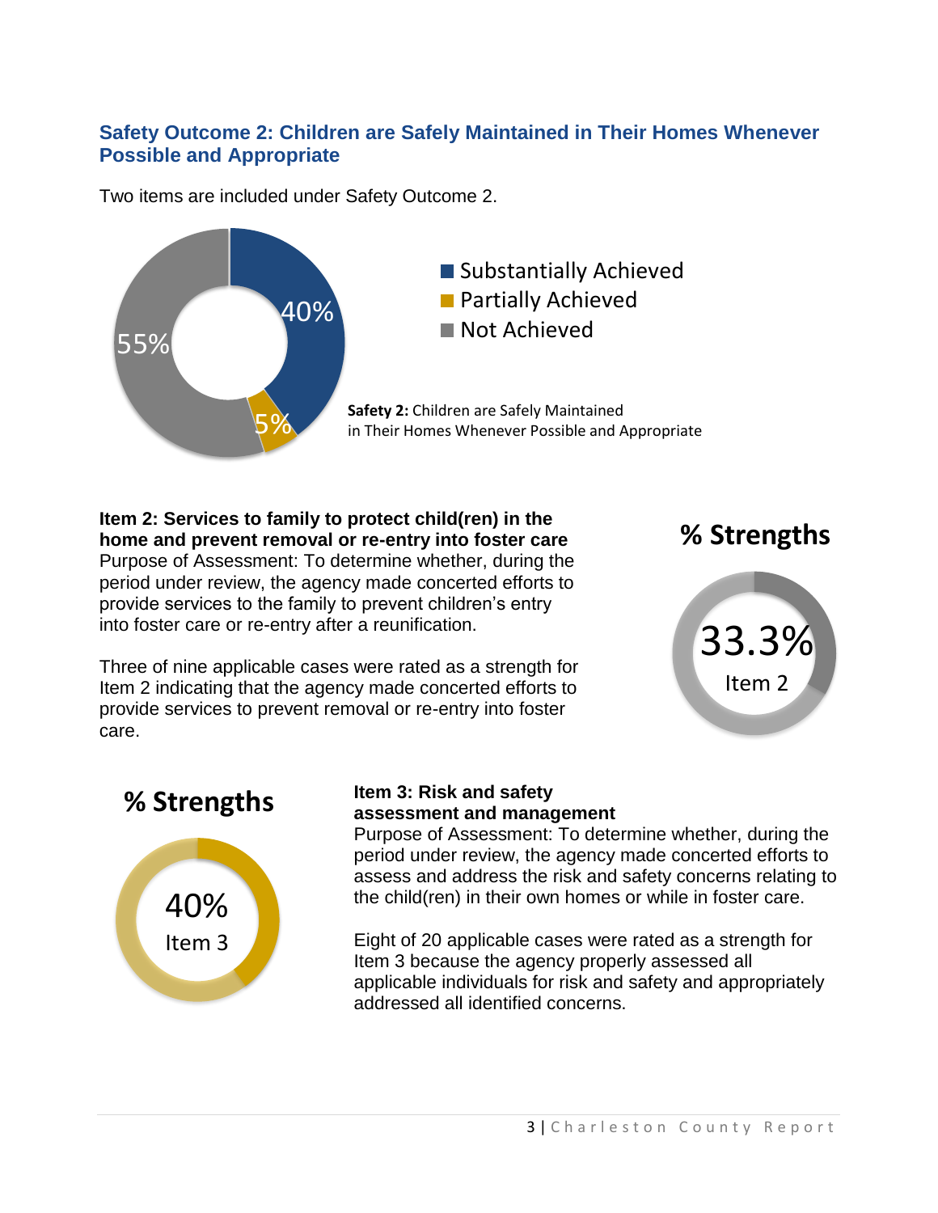### Safety Outcome 2: Children are Safely Maintained in Their Homes Whenever Possible and Appropriate

Two items are included under Safety Outcome 2.

- Substantially Achieved: 40%
- Partially Achieved: 5%
- Not Achieved: 55%

**Safety 2:** Children are Safely Maintained in Their Homes Whenever Possible and Appropriate

**Item 2: Services to family to protect child(ren) in the home and prevent removal or re-entry into foster care**
Purpose of Assessment: To determine whether, during the period under review, the agency made concerted efforts to provide services to the family to prevent children's entry into foster care or re-entry after a reunification.

Three of nine applicable cases were rated as a strength for Item 2 indicating that the agency made concerted efforts to provide services to prevent removal or re-entry into foster care.

**% Strengths**

33.3%
Item 2

**% Strengths**

40%
Item 3

**Item 3: Risk and safety assessment and management**
Purpose of Assessment: To determine whether, during the period under review, the agency made concerted efforts to assess and address the risk and safety concerns relating to the child(ren) in their own homes or while in foster care.

Eight of 20 applicable cases were rated as a strength for Item 3 because the agency properly assessed all applicable individuals for risk and safety and appropriately addressed all identified concerns.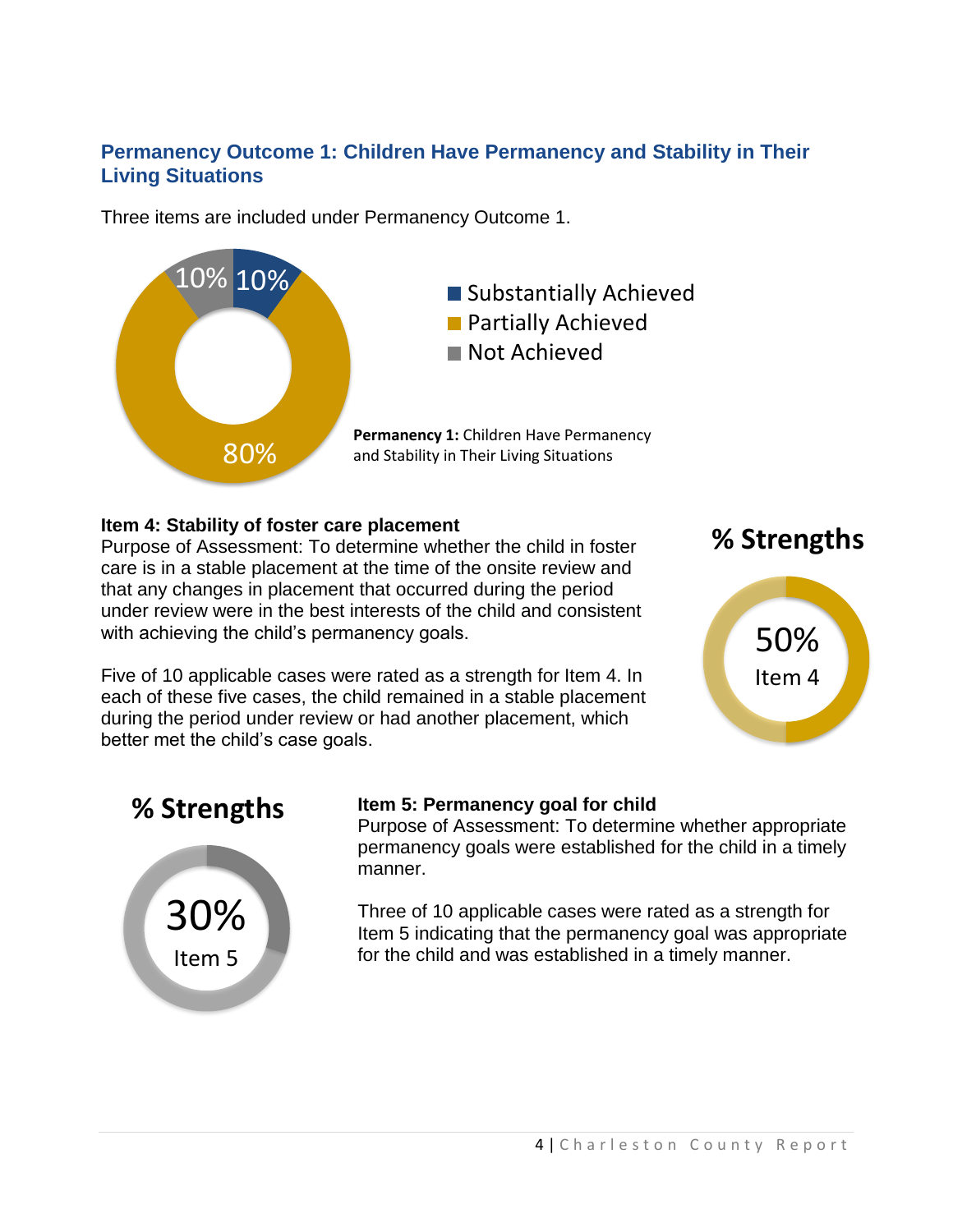## Permanency Outcome 1: Children Have Permanency and Stability in Their Living Situations

Three items are included under Permanency Outcome 1.

10% 10%

80%

- Substantially Achieved
- Partially Achieved
- Not Achieved

**Permanency 1:** Children Have Permanency and Stability in Their Living Situations

**Item 4: Stability of foster care placement**

Purpose of Assessment: To determine whether the child in foster care is in a stable placement at the time of the onsite review and that any changes in placement that occurred during the period under review were in the best interests of the child and consistent with achieving the child's permanency goals.

Five of 10 applicable cases were rated as a strength for Item 4. In each of these five cases, the child remained in a stable placement during the period under review or had another placement, which better met the child's case goals.

**% Strengths**

50%
Item 4

**% Strengths**

30%
Item 5

**Item 5: Permanency goal for child**

Purpose of Assessment: To determine whether appropriate permanency goals were established for the child in a timely manner.

Three of 10 applicable cases were rated as a strength for Item 5 indicating that the permanency goal was appropriate for the child and was established in a timely manner.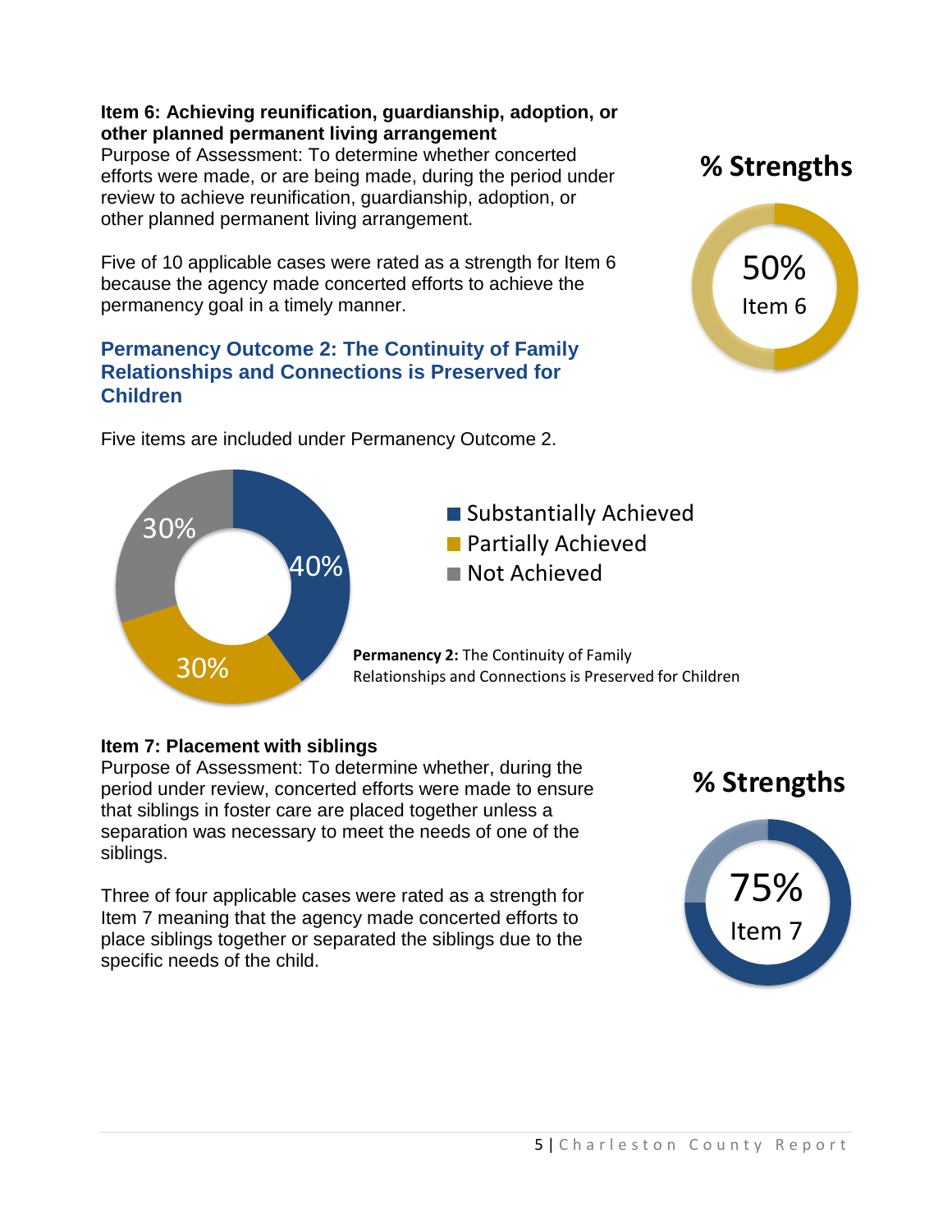**Item 6: Achieving reunification, guardianship, adoption, or other planned permanent living arrangement**

Purpose of Assessment: To determine whether concerted efforts were made, or are being made, during the period under review to achieve reunification, guardianship, adoption, or other planned permanent living arrangement.

Five of 10 applicable cases were rated as a strength for Item 6 because the agency made concerted efforts to achieve the permanency goal in a timely manner.

**% Strengths**

50% Item 6

## Permanency Outcome 2: The Continuity of Family Relationships and Connections is Preserved for Children

Five items are included under Permanency Outcome 2.

- Substantially Achieved: 40%
- Partially Achieved: 30%
- Not Achieved: 30%

**Permanency 2:** The Continuity of Family Relationships and Connections is Preserved for Children

**Item 7: Placement with siblings**

Purpose of Assessment: To determine whether, during the period under review, concerted efforts were made to ensure that siblings in foster care are placed together unless a separation was necessary to meet the needs of one of the siblings.

Three of four applicable cases were rated as a strength for Item 7 meaning that the agency made concerted efforts to place siblings together or separated the siblings due to the specific needs of the child.

**% Strengths**

75% Item 7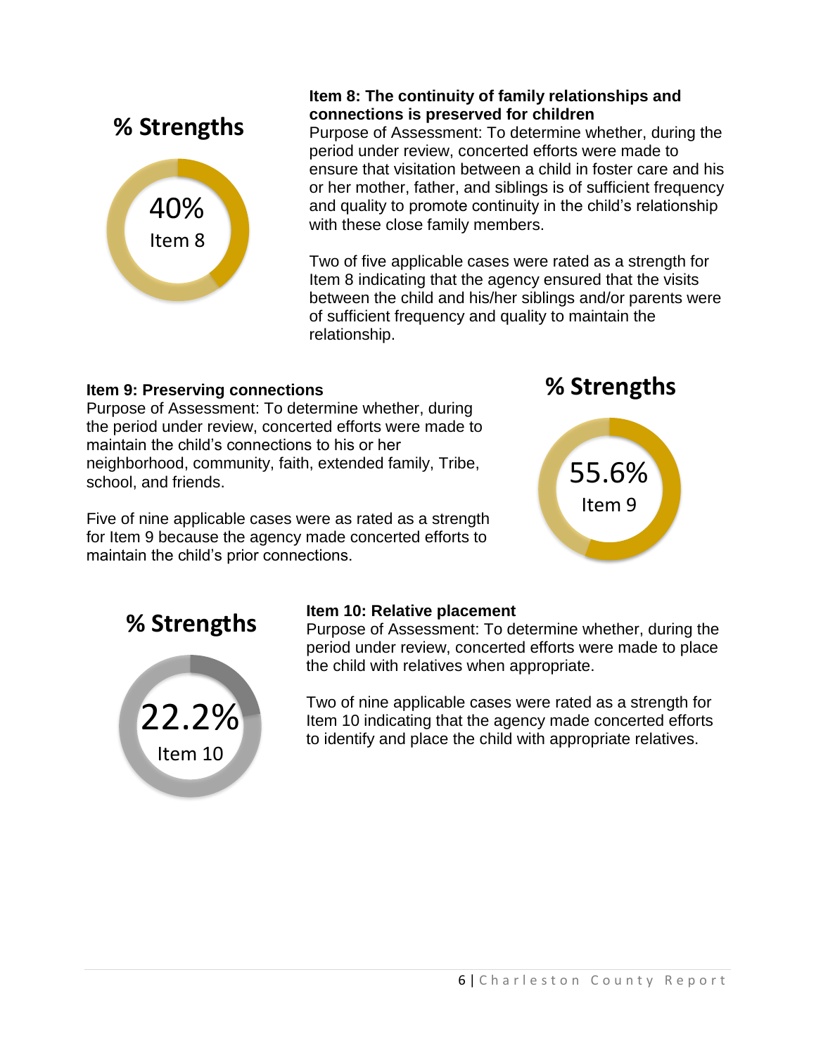**% Strengths**

40%
Item 8

**Item 8: The continuity of family relationships and connections is preserved for children**

Purpose of Assessment: To determine whether, during the period under review, concerted efforts were made to ensure that visitation between a child in foster care and his or her mother, father, and siblings is of sufficient frequency and quality to promote continuity in the child's relationship with these close family members.

Two of five applicable cases were rated as a strength for Item 8 indicating that the agency ensured that the visits between the child and his/her siblings and/or parents were of sufficient frequency and quality to maintain the relationship.

**Item 9: Preserving connections**

Purpose of Assessment: To determine whether, during the period under review, concerted efforts were made to maintain the child's connections to his or her neighborhood, community, faith, extended family, Tribe, school, and friends.

Five of nine applicable cases were as rated as a strength for Item 9 because the agency made concerted efforts to maintain the child's prior connections.

**% Strengths**

55.6%
Item 9

**% Strengths**

22.2%
Item 10

**Item 10: Relative placement**

Purpose of Assessment: To determine whether, during the period under review, concerted efforts were made to place the child with relatives when appropriate.

Two of nine applicable cases were rated as a strength for Item 10 indicating that the agency made concerted efforts to identify and place the child with appropriate relatives.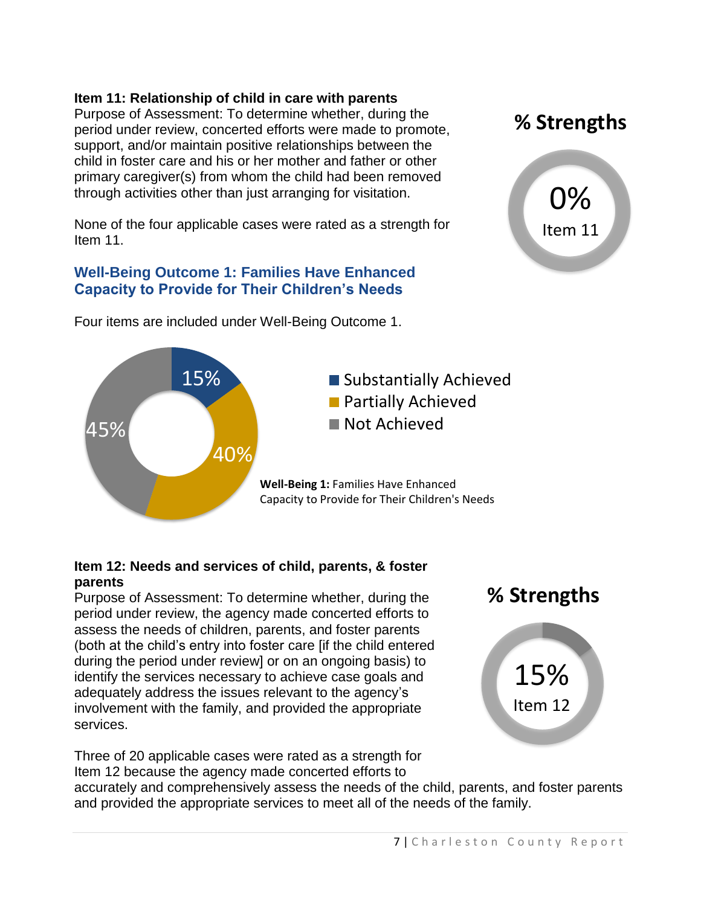**Item 11: Relationship of child in care with parents**

Purpose of Assessment: To determine whether, during the period under review, concerted efforts were made to promote, support, and/or maintain positive relationships between the child in foster care and his or her mother and father or other primary caregiver(s) from whom the child had been removed through activities other than just arranging for visitation.

None of the four applicable cases were rated as a strength for Item 11.

**% Strengths**

0%

Item 11

## Well-Being Outcome 1: Families Have Enhanced Capacity to Provide for Their Children's Needs

Four items are included under Well-Being Outcome 1.

15%

40%

45%

Substantially Achieved

Partially Achieved

Not Achieved

**Well-Being 1:** Families Have Enhanced Capacity to Provide for Their Children's Needs

**Item 12: Needs and services of child, parents, & foster parents**

Purpose of Assessment: To determine whether, during the period under review, the agency made concerted efforts to assess the needs of children, parents, and foster parents (both at the child's entry into foster care [if the child entered during the period under review] or on an ongoing basis) to identify the services necessary to achieve case goals and adequately address the issues relevant to the agency's involvement with the family, and provided the appropriate services.

**% Strengths**

15%

Item 12

Three of 20 applicable cases were rated as a strength for Item 12 because the agency made concerted efforts to accurately and comprehensively assess the needs of the child, parents, and foster parents and provided the appropriate services to meet all of the needs of the family.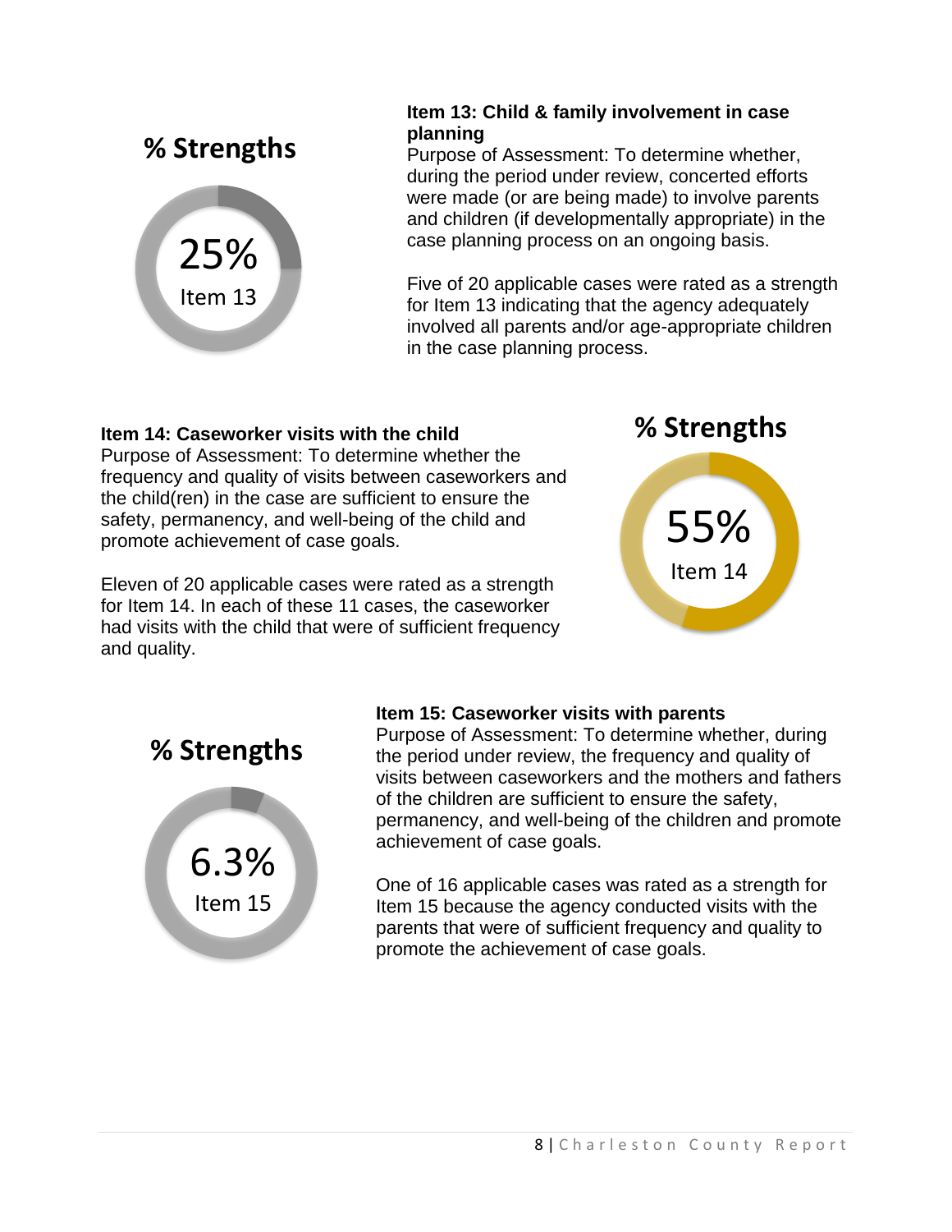**% Strengths**

25%
Item 13

**Item 13: Child & family involvement in case planning**

Purpose of Assessment: To determine whether, during the period under review, concerted efforts were made (or are being made) to involve parents and children (if developmentally appropriate) in the case planning process on an ongoing basis.

Five of 20 applicable cases were rated as a strength for Item 13 indicating that the agency adequately involved all parents and/or age-appropriate children in the case planning process.

**Item 14: Caseworker visits with the child**

Purpose of Assessment: To determine whether the frequency and quality of visits between caseworkers and the child(ren) in the case are sufficient to ensure the safety, permanency, and well-being of the child and promote achievement of case goals.

Eleven of 20 applicable cases were rated as a strength for Item 14. In each of these 11 cases, the caseworker had visits with the child that were of sufficient frequency and quality.

**% Strengths**

55%
Item 14

**% Strengths**

6.3%
Item 15

**Item 15: Caseworker visits with parents**

Purpose of Assessment: To determine whether, during the period under review, the frequency and quality of visits between caseworkers and the mothers and fathers of the children are sufficient to ensure the safety, permanency, and well-being of the children and promote achievement of case goals.

One of 16 applicable cases was rated as a strength for Item 15 because the agency conducted visits with the parents that were of sufficient frequency and quality to promote the achievement of case goals.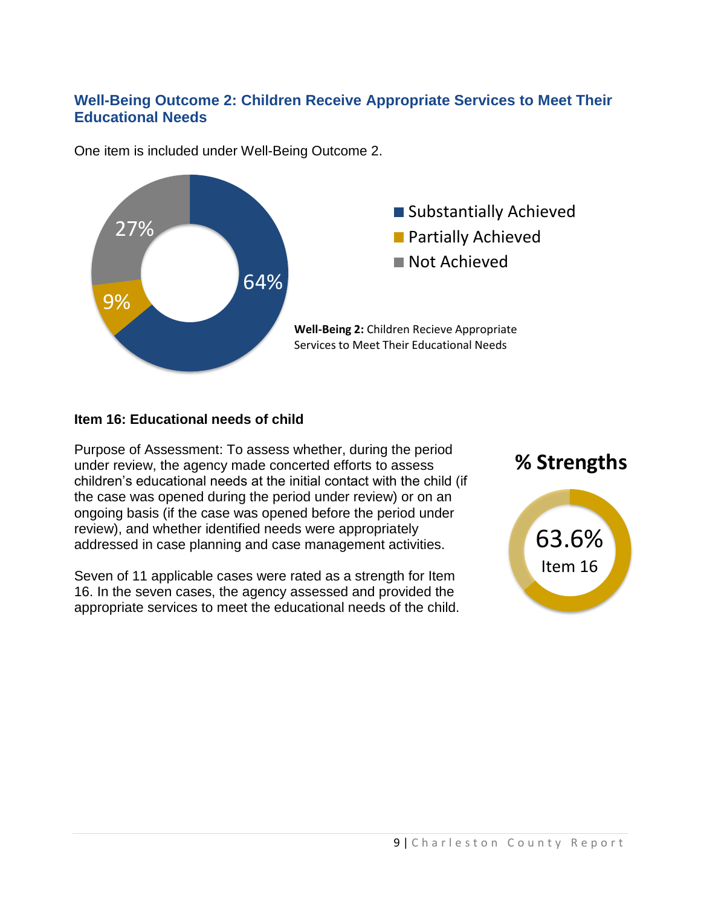### Well-Being Outcome 2: Children Receive Appropriate Services to Meet Their Educational Needs

One item is included under Well-Being Outcome 2.

- Substantially Achieved: 64%
- Partially Achieved: 9%
- Not Achieved: 27%

**Well-Being 2:** Children Recieve Appropriate Services to Meet Their Educational Needs

#### Item 16: Educational needs of child

Purpose of Assessment: To assess whether, during the period under review, the agency made concerted efforts to assess children's educational needs at the initial contact with the child (if the case was opened during the period under review) or on an ongoing basis (if the case was opened before the period under review), and whether identified needs were appropriately addressed in case planning and case management activities.

Seven of 11 applicable cases were rated as a strength for Item 16. In the seven cases, the agency assessed and provided the appropriate services to meet the educational needs of the child.

**% Strengths**

63.6%
Item 16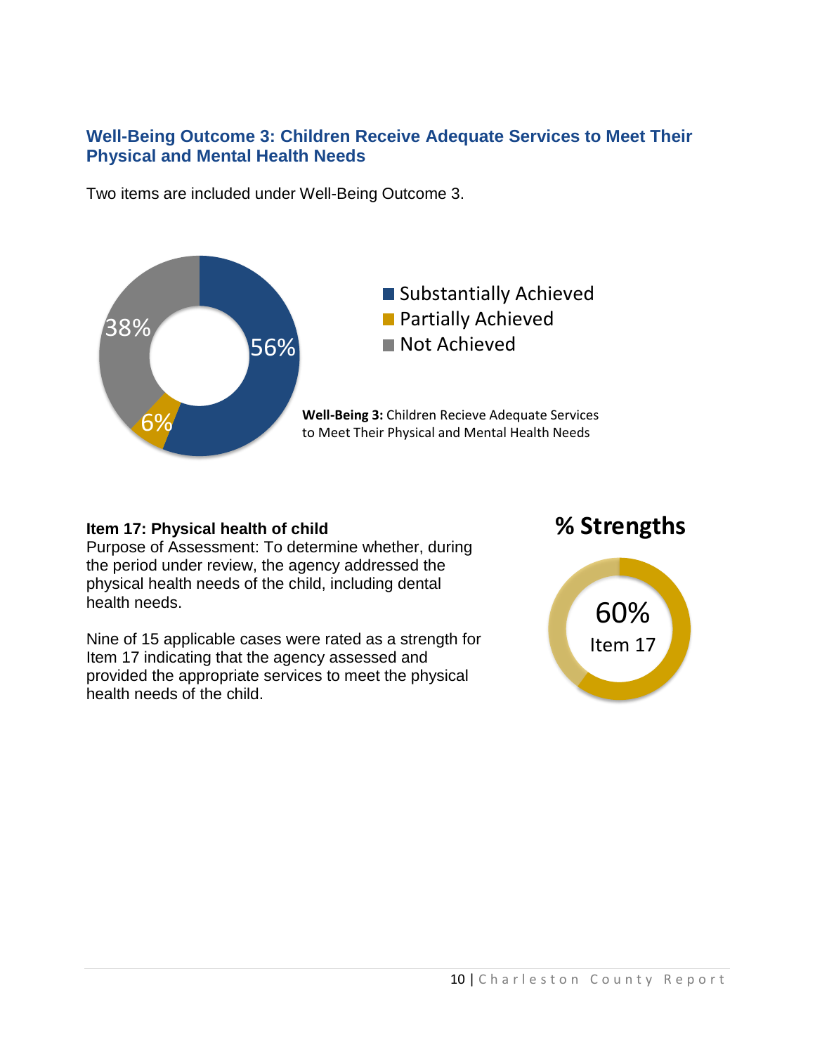## Well-Being Outcome 3: Children Receive Adequate Services to Meet Their Physical and Mental Health Needs

Two items are included under Well-Being Outcome 3.

- Substantially Achieved: 56%
- Partially Achieved: 6%
- Not Achieved: 38%

**Well-Being 3:** Children Recieve Adequate Services to Meet Their Physical and Mental Health Needs

**Item 17: Physical health of child**

Purpose of Assessment: To determine whether, during the period under review, the agency addressed the physical health needs of the child, including dental health needs.

Nine of 15 applicable cases were rated as a strength for Item 17 indicating that the agency assessed and provided the appropriate services to meet the physical health needs of the child.

**% Strengths**

60% Item 17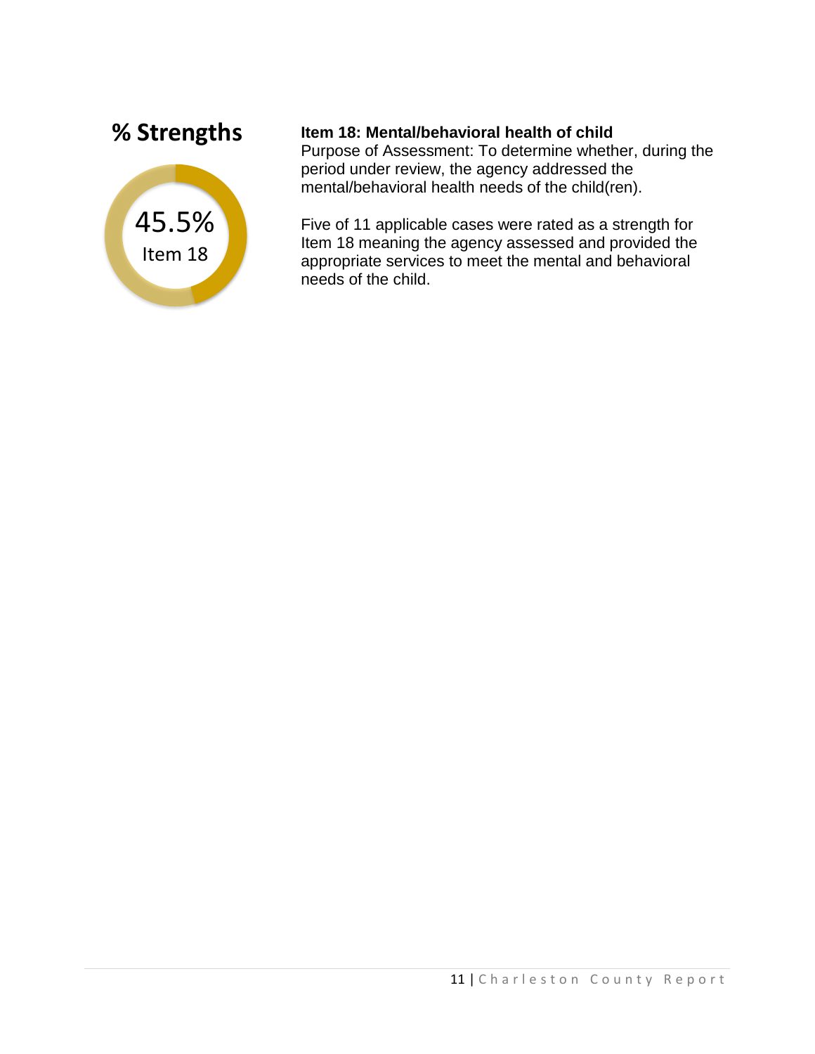## % Strengths

45.5%
Item 18

**Item 18: Mental/behavioral health of child**
Purpose of Assessment: To determine whether, during the period under review, the agency addressed the mental/behavioral health needs of the child(ren).

Five of 11 applicable cases were rated as a strength for Item 18 meaning the agency assessed and provided the appropriate services to meet the mental and behavioral needs of the child.